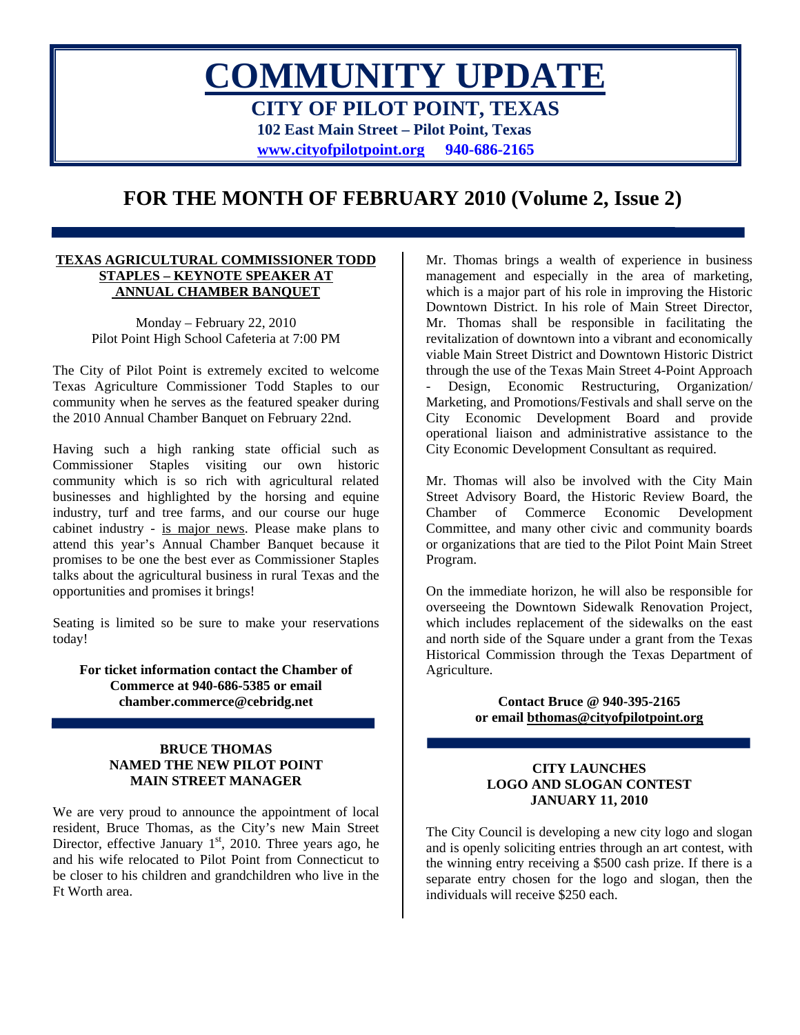# COMMUNITY UPDATE

## CITY OF PILOT POINT, TEXAS

**102 East Main Street – Pilot Point, Texas**

**www.cityofpilotpoint.org 940-686-2165**

## FOR THE MONTH OF FEBRUARY 2010 (Volume 2, Issue 2)

### TEXAS AGRICULTURAL COMMISSIONER TODD STAPLES – KEYNOTE SPEAKER AT ANNUAL CHAMBER BANQUET

Monday – February 22, 2010
Pilot Point High School Cafeteria at 7:00 PM

The City of Pilot Point is extremely excited to welcome Texas Agriculture Commissioner Todd Staples to our community when he serves as the featured speaker during the 2010 Annual Chamber Banquet on February 22nd.

Having such a high ranking state official such as Commissioner Staples visiting our own historic community which is so rich with agricultural related businesses and highlighted by the horsing and equine industry, turf and tree farms, and our course our huge cabinet industry - is major news. Please make plans to attend this year's Annual Chamber Banquet because it promises to be one the best ever as Commissioner Staples talks about the agricultural business in rural Texas and the opportunities and promises it brings!

Seating is limited so be sure to make your reservations today!

**For ticket information contact the Chamber of Commerce at 940-686-5385 or email chamber.commerce@cebridg.net**

### BRUCE THOMAS NAMED THE NEW PILOT POINT MAIN STREET MANAGER

We are very proud to announce the appointment of local resident, Bruce Thomas, as the City's new Main Street Director, effective January 1st, 2010. Three years ago, he and his wife relocated to Pilot Point from Connecticut to be closer to his children and grandchildren who live in the Ft Worth area.

Mr. Thomas brings a wealth of experience in business management and especially in the area of marketing, which is a major part of his role in improving the Historic Downtown District. In his role of Main Street Director, Mr. Thomas shall be responsible in facilitating the revitalization of downtown into a vibrant and economically viable Main Street District and Downtown Historic District through the use of the Texas Main Street 4-Point Approach - Design, Economic Restructuring, Organization/ Marketing, and Promotions/Festivals and shall serve on the City Economic Development Board and provide operational liaison and administrative assistance to the City Economic Development Consultant as required.

Mr. Thomas will also be involved with the City Main Street Advisory Board, the Historic Review Board, the Chamber of Commerce Economic Development Committee, and many other civic and community boards or organizations that are tied to the Pilot Point Main Street Program.

On the immediate horizon, he will also be responsible for overseeing the Downtown Sidewalk Renovation Project, which includes replacement of the sidewalks on the east and north side of the Square under a grant from the Texas Historical Commission through the Texas Department of Agriculture.

**Contact Bruce @ 940-395-2165 or email bthomas@cityofpilotpoint.org**

### CITY LAUNCHES LOGO AND SLOGAN CONTEST JANUARY 11, 2010

The City Council is developing a new city logo and slogan and is openly soliciting entries through an art contest, with the winning entry receiving a $500 cash prize. If there is a separate entry chosen for the logo and slogan, then the individuals will receive $250 each.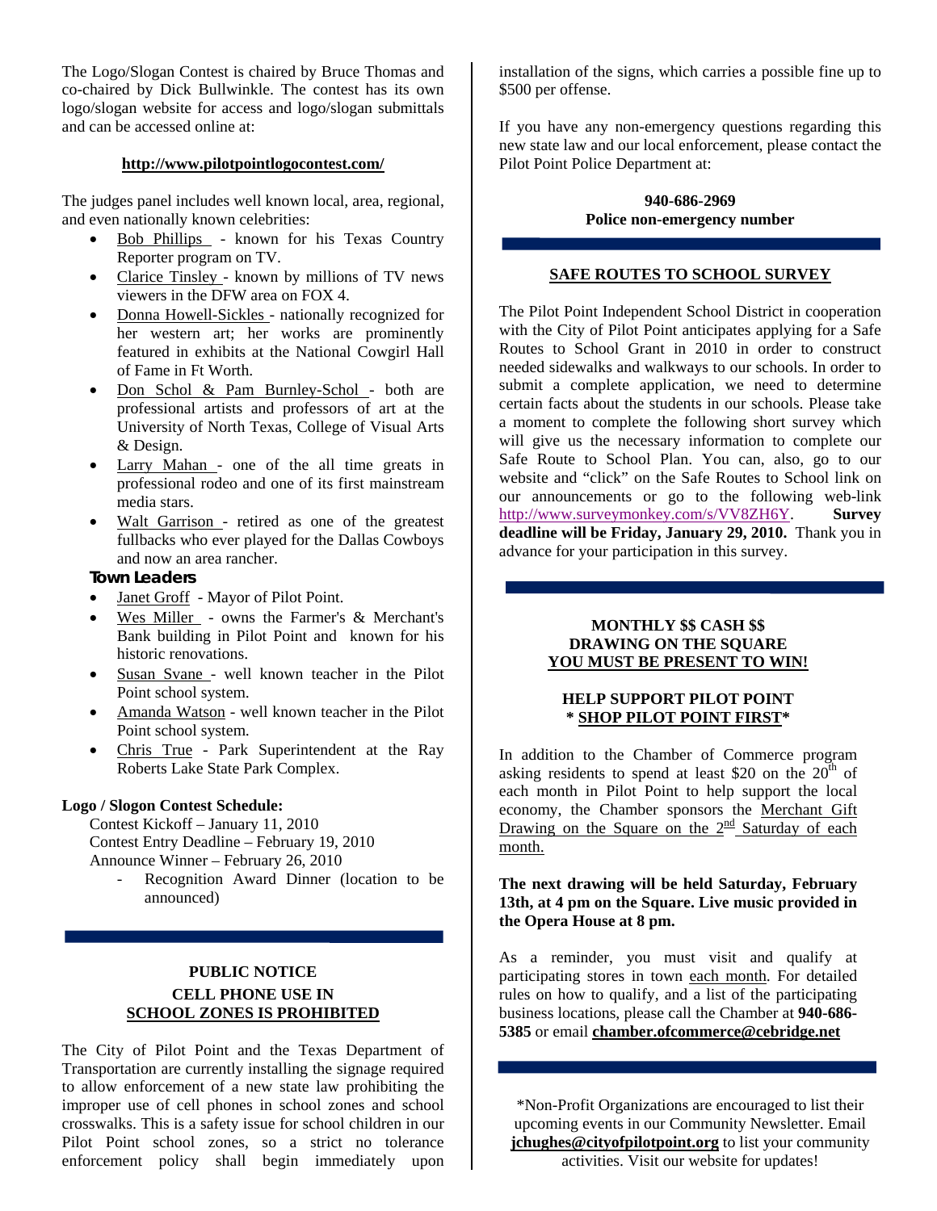The Logo/Slogan Contest is chaired by Bruce Thomas and co-chaired by Dick Bullwinkle. The contest has its own logo/slogan website for access and logo/slogan submittals and can be accessed online at:

**http://www.pilotpointlogocontest.com/**

The judges panel includes well known local, area, regional, and even nationally known celebrities:

- Bob Phillips - known for his Texas Country Reporter program on TV.
- Clarice Tinsley - known by millions of TV news viewers in the DFW area on FOX 4.
- Donna Howell-Sickles - nationally recognized for her western art; her works are prominently featured in exhibits at the National Cowgirl Hall of Fame in Ft Worth.
- Don Schol & Pam Burnley-Schol - both are professional artists and professors of art at the University of North Texas, College of Visual Arts & Design.
- Larry Mahan - one of the all time greats in professional rodeo and one of its first mainstream media stars.
- Walt Garrison - retired as one of the greatest fullbacks who ever played for the Dallas Cowboys and now an area rancher.

**Town Leaders**

- Janet Groff - Mayor of Pilot Point.
- Wes Miller - owns the Farmer's & Merchant's Bank building in Pilot Point and known for his historic renovations.
- Susan Svane - well known teacher in the Pilot Point school system.
- Amanda Watson - well known teacher in the Pilot Point school system.
- Chris True - Park Superintendent at the Ray Roberts Lake State Park Complex.

**Logo / Slogon Contest Schedule:**

Contest Kickoff – January 11, 2010
Contest Entry Deadline – February 19, 2010
Announce Winner – February 26, 2010

- Recognition Award Dinner (location to be announced)

## PUBLIC NOTICE
## CELL PHONE USE IN SCHOOL ZONES IS PROHIBITED

The City of Pilot Point and the Texas Department of Transportation are currently installing the signage required to allow enforcement of a new state law prohibiting the improper use of cell phones in school zones and school crosswalks. This is a safety issue for school children in our Pilot Point school zones, so a strict no tolerance enforcement policy shall begin immediately upon installation of the signs, which carries a possible fine up to $500 per offense.

If you have any non-emergency questions regarding this new state law and our local enforcement, please contact the Pilot Point Police Department at:

**940-686-2969**
**Police non-emergency number**

## SAFE ROUTES TO SCHOOL SURVEY

The Pilot Point Independent School District in cooperation with the City of Pilot Point anticipates applying for a Safe Routes to School Grant in 2010 in order to construct needed sidewalks and walkways to our schools. In order to submit a complete application, we need to determine certain facts about the students in our schools. Please take a moment to complete the following short survey which will give us the necessary information to complete our Safe Route to School Plan. You can, also, go to our website and "click" on the Safe Routes to School link on our announcements or go to the following web-link http://www.surveymonkey.com/s/VV8ZH6Y. **Survey deadline will be Friday, January 29, 2010.** Thank you in advance for your participation in this survey.

## MONTHLY $$ CASH $$ DRAWING ON THE SQUARE
## YOU MUST BE PRESENT TO WIN!

## HELP SUPPORT PILOT POINT
## * SHOP PILOT POINT FIRST*

In addition to the Chamber of Commerce program asking residents to spend at least $20 on the 20th of each month in Pilot Point to help support the local economy, the Chamber sponsors the Merchant Gift Drawing on the Square on the 2nd Saturday of each month.

**The next drawing will be held Saturday, February 13th, at 4 pm on the Square. Live music provided in the Opera House at 8 pm.**

As a reminder, you must visit and qualify at participating stores in town each month. For detailed rules on how to qualify, and a list of the participating business locations, please call the Chamber at **940-686-5385** or email **chamber.ofcommerce@cebridge.net**

*Non-Profit Organizations are encouraged to list their upcoming events in our Community Newsletter. Email **jchughes@cityofpilotpoint.org** to list your community activities. Visit our website for updates!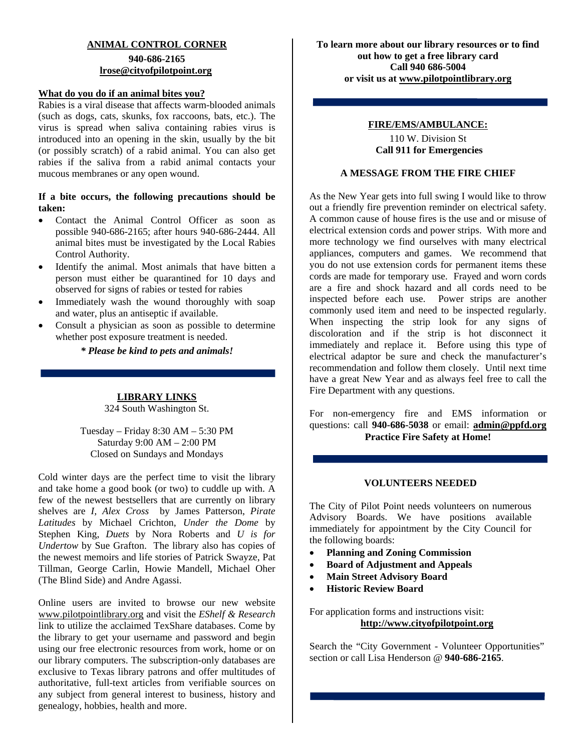## ANIMAL CONTROL CORNER

**940-686-2165**
**lrose@cityofpilotpoint.org**

**What do you do if an animal bites you?**

Rabies is a viral disease that affects warm-blooded animals (such as dogs, cats, skunks, fox raccoons, bats, etc.). The virus is spread when saliva containing rabies virus is introduced into an opening in the skin, usually by the bit (or possibly scratch) of a rabid animal. You can also get rabies if the saliva from a rabid animal contacts your mucous membranes or any open wound.

**If a bite occurs, the following precautions should be taken:**

- Contact the Animal Control Officer as soon as possible 940-686-2165; after hours 940-686-2444. All animal bites must be investigated by the Local Rabies Control Authority.
- Identify the animal. Most animals that have bitten a person must either be quarantined for 10 days and observed for signs of rabies or tested for rabies
- Immediately wash the wound thoroughly with soap and water, plus an antiseptic if available.
- Consult a physician as soon as possible to determine whether post exposure treatment is needed.

***\* Please be kind to pets and animals!***

---

## LIBRARY LINKS

324 South Washington St.

Tuesday – Friday 8:30 AM – 5:30 PM
Saturday 9:00 AM – 2:00 PM
Closed on Sundays and Mondays

Cold winter days are the perfect time to visit the library and take home a good book (or two) to cuddle up with. A few of the newest bestsellers that are currently on library shelves are *I, Alex Cross* by James Patterson, *Pirate Latitudes* by Michael Crichton, *Under the Dome* by Stephen King, *Duets* by Nora Roberts and *U is for Undertow* by Sue Grafton. The library also has copies of the newest memoirs and life stories of Patrick Swayze, Pat Tillman, George Carlin, Howie Mandell, Michael Oher (The Blind Side) and Andre Agassi.

Online users are invited to browse our new website www.pilotpointlibrary.org and visit the *EShelf & Research* link to utilize the acclaimed TexShare databases. Come by the library to get your username and password and begin using our free electronic resources from work, home or on our library computers. The subscription-only databases are exclusive to Texas library patrons and offer multitudes of authoritative, full-text articles from verifiable sources on any subject from general interest to business, history and genealogy, hobbies, health and more.

**To learn more about our library resources or to find out how to get a free library card Call 940 686-5004 or visit us at www.pilotpointlibrary.org**

---

## FIRE/EMS/AMBULANCE:

110 W. Division St
**Call 911 for Emergencies**

### A MESSAGE FROM THE FIRE CHIEF

As the New Year gets into full swing I would like to throw out a friendly fire prevention reminder on electrical safety. A common cause of house fires is the use and or misuse of electrical extension cords and power strips. With more and more technology we find ourselves with many electrical appliances, computers and games. We recommend that you do not use extension cords for permanent items these cords are made for temporary use. Frayed and worn cords are a fire and shock hazard and all cords need to be inspected before each use. Power strips are another commonly used item and need to be inspected regularly. When inspecting the strip look for any signs of discoloration and if the strip is hot disconnect it immediately and replace it. Before using this type of electrical adaptor be sure and check the manufacturer's recommendation and follow them closely. Until next time have a great New Year and as always feel free to call the Fire Department with any questions.

For non-emergency fire and EMS information or questions: call **940-686-5038** or email: **admin@ppfd.org**

**Practice Fire Safety at Home!**

---

## VOLUNTEERS NEEDED

The City of Pilot Point needs volunteers on numerous Advisory Boards. We have positions available immediately for appointment by the City Council for the following boards:

- **Planning and Zoning Commission**
- **Board of Adjustment and Appeals**
- **Main Street Advisory Board**
- **Historic Review Board**

For application forms and instructions visit:
**http://www.cityofpilotpoint.org**

Search the "City Government - Volunteer Opportunities" section or call Lisa Henderson @ **940-686-2165**.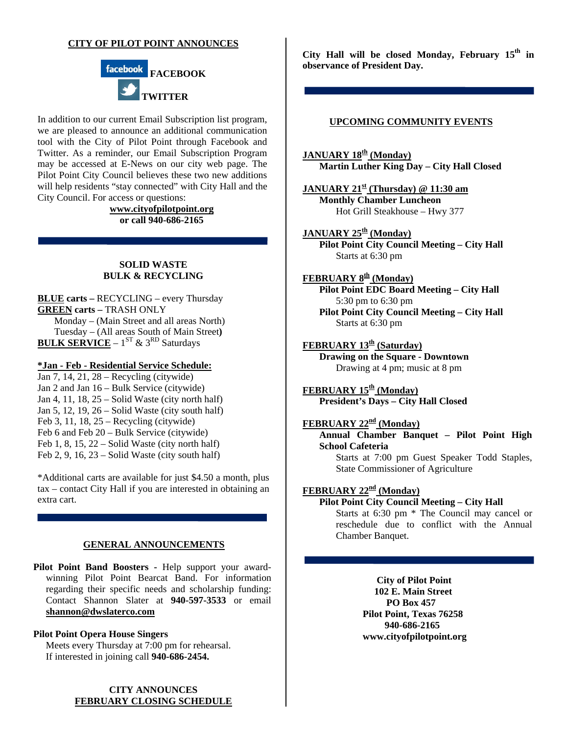## CITY OF PILOT POINT ANNOUNCES

**FACEBOOK**

**TWITTER**

In addition to our current Email Subscription list program, we are pleased to announce an additional communication tool with the City of Pilot Point through Facebook and Twitter. As a reminder, our Email Subscription Program may be accessed at E-News on our city web page. The Pilot Point City Council believes these two new additions will help residents "stay connected" with City Hall and the City Council. For access or questions:

**www.cityofpilotpoint.org**
**or call 940-686-2165**

## SOLID WASTE BULK & RECYCLING

**BLUE carts –** RECYCLING – every Thursday
**GREEN carts –** TRASH ONLY
Monday – (Main Street and all areas North)
Tuesday – (All areas South of Main Street)
**BULK SERVICE** – 1ST & 3RD Saturdays

**\*Jan - Feb - Residential Service Schedule:**

Jan 7, 14, 21, 28 – Recycling (citywide)
Jan 2 and Jan 16 – Bulk Service (citywide)
Jan 4, 11, 18, 25 – Solid Waste (city north half)
Jan 5, 12, 19, 26 – Solid Waste (city south half)
Feb 3, 11, 18, 25 – Recycling (citywide)
Feb 6 and Feb 20 – Bulk Service (citywide)
Feb 1, 8, 15, 22 – Solid Waste (city north half)
Feb 2, 9, 16, 23 – Solid Waste (city south half)

*Additional carts are available for just $4.50 a month, plus tax – contact City Hall if you are interested in obtaining an extra cart.

## GENERAL ANNOUNCEMENTS

**Pilot Point Band Boosters -** Help support your award-winning Pilot Point Bearcat Band. For information regarding their specific needs and scholarship funding: Contact Shannon Slater at **940-597-3533** or email **shannon@dwslaterco.com**

**Pilot Point Opera House Singers**
Meets every Thursday at 7:00 pm for rehearsal. If interested in joining call **940-686-2454.**

## CITY ANNOUNCES FEBRUARY CLOSING SCHEDULE

**City Hall will be closed Monday, February 15th in observance of President Day.**

## UPCOMING COMMUNITY EVENTS

**JANUARY 18th (Monday)**
**Martin Luther King Day – City Hall Closed**

**JANUARY 21st (Thursday) @ 11:30 am**
**Monthly Chamber Luncheon**
Hot Grill Steakhouse – Hwy 377

**JANUARY 25th (Monday)**
**Pilot Point City Council Meeting – City Hall**
Starts at 6:30 pm

**FEBRUARY 8th (Monday)**
**Pilot Point EDC Board Meeting – City Hall**
5:30 pm to 6:30 pm
**Pilot Point City Council Meeting – City Hall**
Starts at 6:30 pm

**FEBRUARY 13th (Saturday)**
**Drawing on the Square - Downtown**
Drawing at 4 pm; music at 8 pm

**FEBRUARY 15th (Monday)**
**President's Days – City Hall Closed**

**FEBRUARY 22nd (Monday)**
**Annual Chamber Banquet – Pilot Point High School Cafeteria**
Starts at 7:00 pm Guest Speaker Todd Staples, State Commissioner of Agriculture

**FEBRUARY 22nd (Monday)**
**Pilot Point City Council Meeting – City Hall**
Starts at 6:30 pm * The Council may cancel or reschedule due to conflict with the Annual Chamber Banquet.

**City of Pilot Point**
**102 E. Main Street**
**PO Box 457**
**Pilot Point, Texas 76258**
**940-686-2165**
**www.cityofpilotpoint.org**